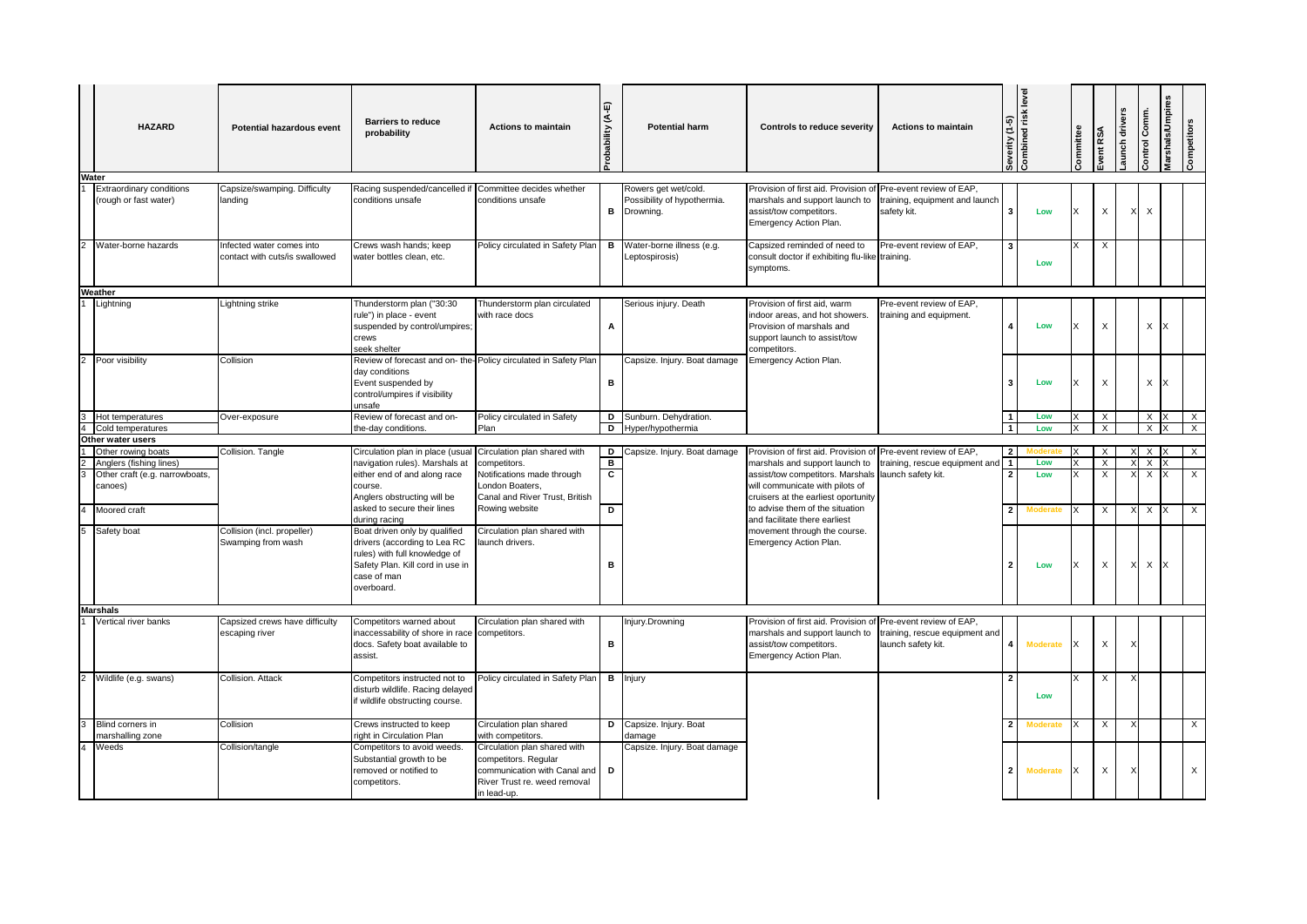| | HAZARD | Potential hazardous event | Barriers to reduce probability | Actions to maintain | Probability (A-E) | Potential harm | Controls to reduce severity | Actions to maintain | Severity (1-5) | Combined risk level | Committee | Event RSA | Launch drivers | Control Comm. | Marshals/Umpires | Competitors |
|---|---|---|---|---|---|---|---|---|---|---|---|---|---|---|---|---|
| **Water** | | | | | | | | | | | | | | | | |
| 1 | Extraordinary conditions (rough or fast water) | Capsize/swamping. Difficulty landing | Racing suspended/cancelled if conditions unsafe | Committee decides whether conditions unsafe | B | Rowers get wet/cold. Possibility of hypothermia. Drowning. | Provision of first aid. Provision of marshals and support launch to assist/tow competitors. Emergency Action Plan. | Pre-event review of EAP, training, equipment and launch safety kit. | 3 | Low | X | X | X | X | | |
| 2 | Water-borne hazards | Infected water comes into contact with cuts/is swallowed | Crews wash hands; keep water bottles clean, etc. | Policy circulated in Safety Plan | B | Water-borne illness (e.g. Leptospirosis) | Capsized reminded of need to consult doctor if exhibiting flu-like symptoms. | Pre-event review of EAP, training. | 3 | Low | X | X | | | | |
| **Weather** | | | | | | | | | | | | | | | | |
| 1 | Lightning | Lightning strike | Thunderstorm plan ("30:30 rule") in place - event suspended by control/umpires; crews seek shelter | Thunderstorm plan circulated with race docs | A | Serious injury. Death | Provision of first aid, warm indoor areas, and hot showers. Provision of marshals and support launch to assist/tow competitors. Emergency Action Plan. | Pre-event review of EAP, training and equipment. | 4 | Low | X | X | | X | X | |
| 2 | Poor visibility | Collision | Review of forecast and on-the-day conditions Event suspended by control/umpires if visibility unsafe | Policy circulated in Safety Plan | B | Capsize. Injury. Boat damage | | | 3 | Low | X | X | | X | X | |
| 3 | Hot temperatures | Over-exposure | Review of forecast and on-the-day conditions. | Policy circulated in Safety Plan | D | Sunburn. Dehydration. | | | 1 | Low | X | X | | X | X | X |
| 4 | Cold temperatures | | | | D | Hyper/hypothermia | | | 1 | Low | X | X | | X | X | X |
| **Other water users** | | | | | | | | | | | | | | | | |
| 1 | Other rowing boats | Collision. Tangle | Circulation plan in place (usual navigation rules). Marshals at either end of and along race course. Anglers obstructing will be asked to secure their lines during racing | Circulation plan shared with competitors. Notifications made through London Boaters, Canal and River Trust, British Rowing website | D | Capsize. Injury. Boat damage | Provision of first aid. Provision of marshals and support launch to assist/tow competitors. Marshals will communicate with pilots of cruisers at the earliest oportunity to advise them of the situation and facilitate there earliest movement through the course. Emergency Action Plan. | Pre-event review of EAP, training, rescue equipment and launch safety kit. | 2 | Moderate | X | X | X | X | X | X |
| 2 | Anglers (fishing lines) | | | | B | | | | 1 | Low | X | X | X | X | X | |
| 3 | Other craft (e.g. narrowboats, canoes) | | | | C | | | | 2 | Low | X | X | X | X | X | X |
| 4 | Moored craft | | | | D | | | | 2 | Moderate | X | X | X | X | X | X |
| 5 | Safety boat | Collision (incl. propeller) Swamping from wash | Boat driven only by qualified drivers (according to Lea RC rules) with full knowledge of Safety Plan. Kill cord in use in case of man overboard. | Circulation plan shared with launch drivers. | B | | | | 2 | Low | X | X | X | X | X | |
| **Marshals** | | | | | | | | | | | | | | | | |
| 1 | Vertical river banks | Capsized crews have difficulty escaping river | Competitors warned about inaccessability of shore in race docs. Safety boat available to assist. | Circulation plan shared with competitors. | B | Injury.Drowning | Provision of first aid. Provision of marshals and support launch to assist/tow competitors. Emergency Action Plan. | Pre-event review of EAP, training, rescue equipment and launch safety kit. | 4 | Moderate | X | X | X | | | |
| 2 | Wildlife (e.g. swans) | Collision. Attack | Competitors instructed not to disturb wildlife. Racing delayed if wildlife obstructing course. | Policy circulated in Safety Plan | B | Injury | | | 2 | Low | X | X | X | | | |
| 3 | Blind corners in marshalling zone | Collision | Crews instructed to keep right in Circulation Plan | Circulation plan shared with competitors. | D | Capsize. Injury. Boat damage | | | 2 | Moderate | X | X | X | | | X |
| 4 | Weeds | Collision/tangle | Competitors to avoid weeds. Substantial growth to be removed or notified to competitors. | Circulation plan shared with competitors. Regular communication with Canal and River Trust re. weed removal in lead-up. | D | Capsize. Injury. Boat damage | | | 2 | Moderate | X | X | X | | | X |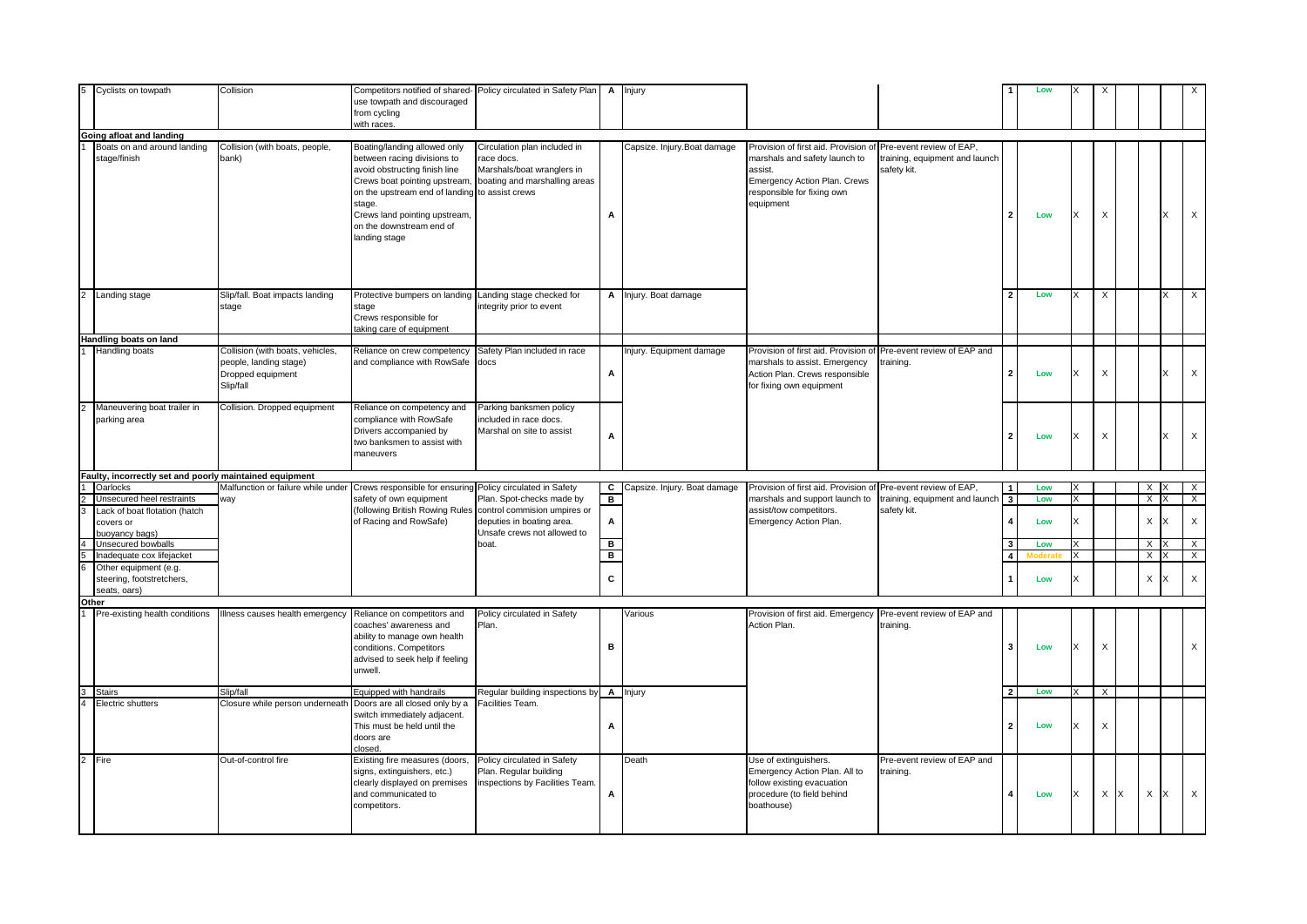| | | | | | | | | | | | | | | | | | |
|---|---|---|---|---|---|---|---|---|---|---|---|---|---|---|---|---|---|
| 5 | Cyclists on towpath | Collision | Competitors notified of shared-use towpath and discouraged from cycling with races. | Policy circulated in Safety Plan | A | Injury | | | 1 | Low | X | X | | | | | X |
| **Going afloat and landing** | | | | | | | | | | | | | | | | | |
| 1 | Boats on and around landing stage/finish | Collision (with boats, people, bank) | Boating/landing allowed only between racing divisions to avoid obstructing finish line. Crews boat pointing upstream, on the upstream end of landing stage. Crews land pointing upstream, on the downstream end of landing stage | Circulation plan included in race docs. Marshals/boat wranglers in boating and marshalling areas to assist crews | A | Capsize. Injury. Boat damage | Provision of first aid. Provision of marshals and safety launch to assist. Emergency Action Plan. Crews responsible for fixing own equipment | Pre-event review of EAP, training, equipment and launch safety kit. | 2 | Low | X | X | | | | X | X |
| 2 | Landing stage | Slip/fall. Boat impacts landing stage | Protective bumpers on landing stage. Crews responsible for taking care of equipment | Landing stage checked for integrity prior to event | A | Injury. Boat damage | | | 2 | Low | X | X | | | | X | X |
| **Handling boats on land** | | | | | | | | | | | | | | | | | |
| 1 | Handling boats | Collision (with boats, vehicles, people, landing stage) Dropped equipment Slip/fall | Reliance on crew competency and compliance with RowSafe | Safety Plan included in race docs | A | Injury. Equipment damage | Provision of first aid. Provision of marshals to assist. Emergency Action Plan. Crews responsible for fixing own equipment | Pre-event review of EAP and training. | 2 | Low | X | X | | | | X | X |
| 2 | Maneuvering boat trailer in parking area | Collision. Dropped equipment | Reliance on competency and compliance with RowSafe. Drivers accompanied by two banksmen to assist with maneuvers | Parking banksmen policy included in race docs. Marshal on site to assist | A | | | | 2 | Low | X | X | | | | X | X |
| **Faulty, incorrectly set and poorly maintained equipment** | | | | | | | | | | | | | | | | | |
| 1 | Oarlocks | Malfunction or failure while under way | Crews responsible for ensuring safety of own equipment (following British Rowing Rules of Racing and RowSafe) | Policy circulated in Safety Plan. Spot-checks made by control commision umpires or deputies in boating area. Unsafe crews not allowed to boat. | C | Capsize. Injury. Boat damage | Provision of first aid. Provision of marshals and support launch to assist/tow competitors. Emergency Action Plan. | Pre-event review of EAP, training, equipment and launch safety kit. | 1 | Low | X | | | | X | X | X |
| 2 | Unsecured heel restraints | | | | B | | | | 3 | Low | X | | | | X | X | X |
| 3 | Lack of boat flotation (hatch covers or buoyancy bags) | | | | A | | | | 4 | Low | X | | | | X | X | X |
| 4 | Unsecured bowballs | | | | B | | | | 3 | Low | X | | | | X | X | X |
| 5 | Inadequate cox lifejacket | | | | B | | | | 4 | Moderate | X | | | | X | X | X |
| 6 | Other equipment (e.g. steering, footstretchers, seats, oars) | | | | C | | | | 1 | Low | X | | | | X | X | X |
| **Other** | | | | | | | | | | | | | | | | | |
| 1 | Pre-existing health conditions | Illness causes health emergency | Reliance on competitors and coaches' awareness and ability to manage own health conditions. Competitors advised to seek help if feeling unwell. | Policy circulated in Safety Plan. | B | Various | Provision of first aid. Emergency Action Plan. | Pre-event review of EAP and training. | 3 | Low | X | X | | | | | X |
| 3 | Stairs | Slip/fall | Equipped with handrails | Regular building inspections by Facilities Team. | A | Injury | | | 2 | Low | X | X | | | | | |
| 4 | Electric shutters | Closure while person underneath | Doors are all closed only by a switch immediately adjacent. This must be held until the doors are closed. | | A | | | | 2 | Low | X | X | | | | | |
| 2 | Fire | Out-of-control fire | Existing fire measures (doors, signs, extinguishers, etc.) clearly displayed on premises and communicated to competitors. | Policy circulated in Safety Plan. Regular building inspections by Facilities Team. | A | Death | Use of extinguishers. Emergency Action Plan. All to follow existing evacuation procedure (to field behind boathouse) | Pre-event review of EAP and training. | 4 | Low | X | X | X | | X | X | X |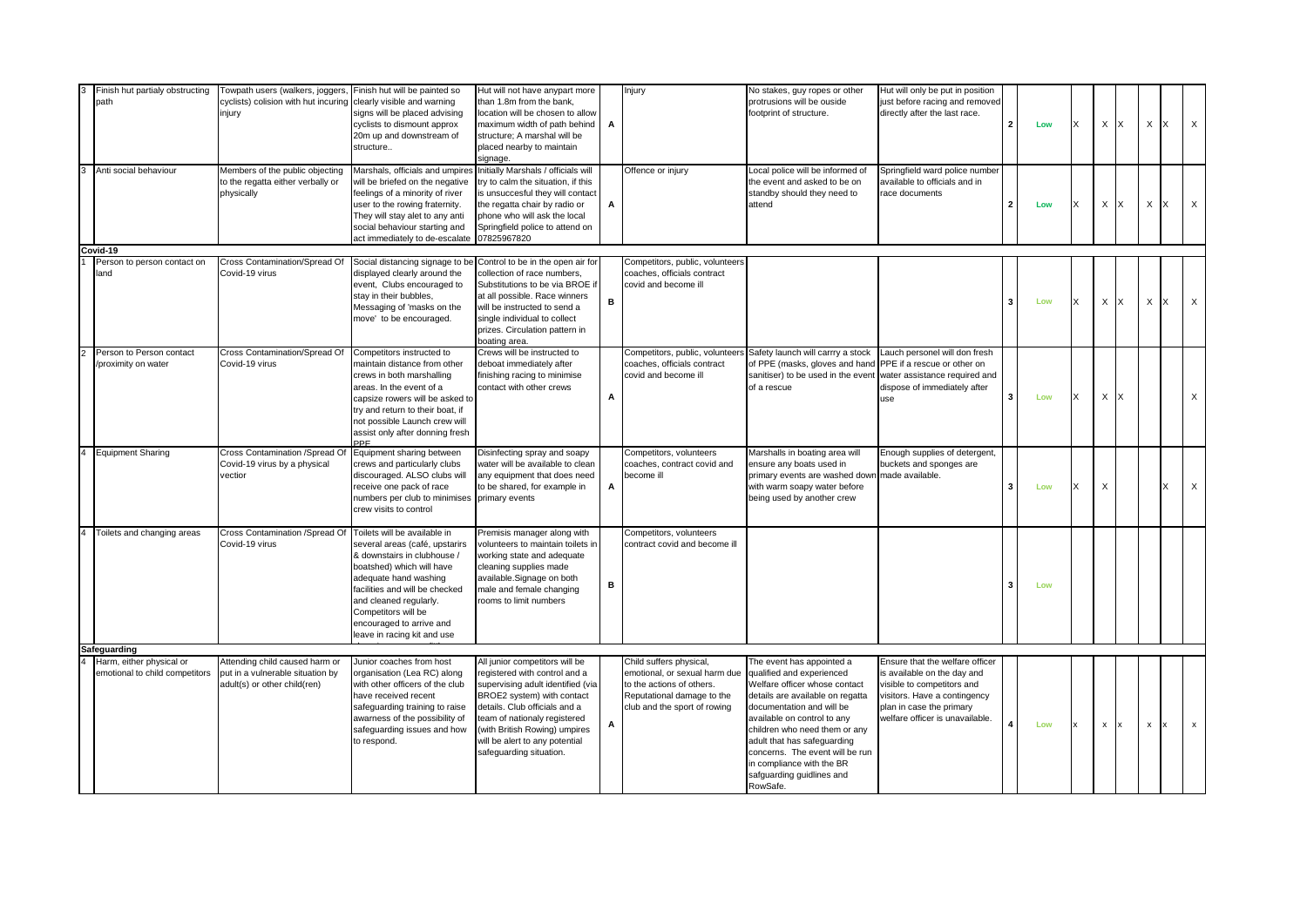| | | | | | | | | | | | | | | | | | | | |
|---|---|---|---|---|---|---|---|---|---|---|---|---|---|---|---|---|---|---|---|
| 3 | Finish hut partialy obstructing path | Towpath users (walkers, joggers, cyclists) colision with hut incuring injury | Finish hut will be painted so clearly visible and warning signs will be placed advising cyclists to dismount approx 20m up and downstream of structure.. | Hut will not have anypart more than 1.8m from the bank, location will be chosen to allow maximum width of path behind structure; A marshal will be placed nearby to maintain signage. | A | Injury | No stakes, guy ropes or other protrusions will be ouside footprint of structure. | Hut will only be put in position just before racing and removed directly after the last race. | 2 | Low | X | X | X | | X | X | | X |
| 3 | Anti social behaviour | Members of the public objecting to the regatta either verbally or physically | Marshals, officials and umpires will be briefed on the negative feelings of a minority of river user to the rowing fraternity. They will stay alet to any anti social behaviour starting and act immediately to de-escalate | Initially Marshals / officials will try to calm the situation, if this is unsuccesful they will contact the regatta chair by radio or phone who will ask the local Springfield police to attend on 07825967820 | A | Offence or injury | Local police will be informed of the event and asked to be on standby should they need to attend | Springfield ward police number available to officials and in race documents | 2 | Low | X | X | X | | X | X | | X |
| **Covid-19** | | | | | | | | | | | | | | | | | | |
| 1 | Person to person contact on land | Cross Contamination/Spread Of Covid-19 virus | Social distancing signage to be displayed clearly around the event, Clubs encouraged to stay in their bubbles, Messaging of 'masks on the move' to be encouraged. | Control to be in the open air for collection of race numbers, Substitutions to be via BROE if at all possible. Race winners will be instructed to send a single individual to collect prizes. Circulation pattern in boating area. | B | Competitors, public, volunteers coaches, officials contract covid and become ill | | | 3 | Low | X | X | X | | X | X | | X |
| 2 | Person to Person contact /proximity on water | Cross Contamination/Spread Of Covid-19 virus | Competitors instructed to maintain distance from other crews in both marshalling areas. In the event of a capsize rowers will be asked to try and return to their boat, if not possible Launch crew will assist only after donning fresh PPE | Crews will be instructed to deboat immediately after finishing racing to minimise contact with other crews | A | Competitors, public, volunteers coaches, officials contract covid and become ill | Safety launch will carrry a stock of PPE (masks, gloves and hand sanitiser) to be used in the event of a rescue | Lauch personel will don fresh PPE if a rescue or other on water assistance required and dispose of immediately after use | 3 | Low | X | X | X | | | | | X |
| 4 | Equipment Sharing | Cross Contamination /Spread Of Covid-19 virus by a physical vectior | Equipment sharing between crews and particularly clubs discouraged. ALSO clubs will receive one pack of race numbers per club to minimises crew visits to control | Disinfecting spray and soapy water will be available to clean any equipment that does need to be shared, for example in primary events | A | Competitors, volunteers coaches, contract covid and become ill | Marshalls in boating area will ensure any boats used in primary events are washed down with warm soapy water before being used by another crew | Enough supplies of detergent, buckets and sponges are made available. | 3 | Low | X | X | | | | | X | X |
| 4 | Toilets and changing areas | Cross Contamination /Spread Of Covid-19 virus | Toilets will be available in several areas (café, upstarirs & downstairs in clubhouse / boatshed) which will have adequate hand washing facilities and will be checked and cleaned regularly. Competitors will be encouraged to arrive and leave in racing kit and use | Premisis manager along with volunteers to maintain toilets in working state and adequate cleaning supplies made available.Signage on both male and female changing rooms to limit numbers | B | Competitors, volunteers contract covid and become ill | | | 3 | Low | | | | | | | | |
| **Safeguarding** | | | | | | | | | | | | | | | | | | |
| 4 | Harm, either physical or emotional to child competitors | Attending child caused harm or put in a vulnerable situation by adult(s) or other child(ren) | Junior coaches from host organisation (Lea RC) along with other officers of the club have received recent safeguarding training to raise awarness of the possibility of safeguarding issues and how to respond. | All junior competitors will be registered with control and a supervising adult identified (via BROE2 system) with contact details. Club officials and a team of nationaly registered (with British Rowing) umpires will be alert to any potential safeguarding situation. | A | Child suffers physical, emotional, or sexual harm due to the actions of others. Reputational damage to the club and the sport of rowing | The event has appointed a qualified and experienced Welfare officer whose contact details are available on regatta documentation and will be available on control to any children who need them or any adult that has safeguarding concerns. The event will be run in compliance with the BR safguarding guidlines and RowSafe. | Ensure that the welfare officer is available on the day and visible to competitors and visitors. Have a contingency plan in case the primary welfare officer is unavailable. | 4 | Low | x | x | x | | x | x | | x |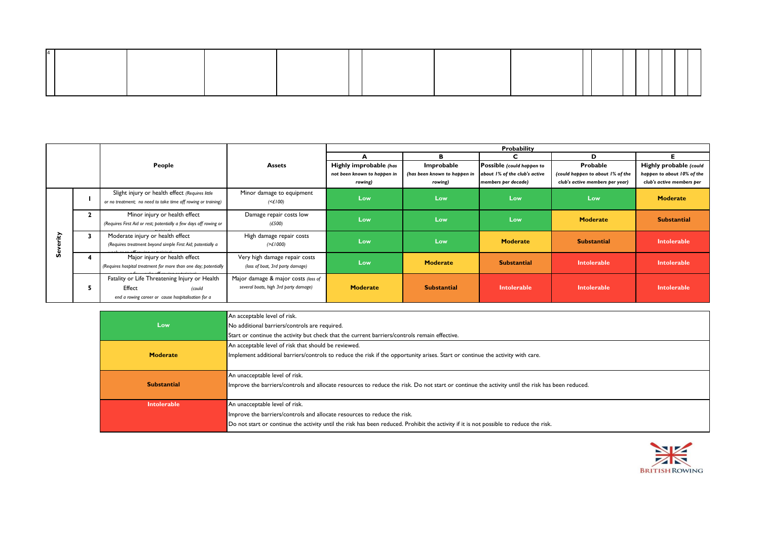| 4 | | | | | | | | | | | | | | | | |
|---|---|---|---|---|---|---|---|---|---|---|---|---|---|---|---|---|
| | | | | | | | | | | | | | | | | |

| | | People | Assets | Probability | | | | |
|---|---|---|---|---|---|---|---|---|
| | | | | A | B | C | D | E |
| | | | | **Highly improbable** *(has not been known to happen in rowing)* | **Improbable** *(has been known to happen in rowing)* | **Possible** *(could happen to about 1% of the club's active members per decade)* | **Probable** *(could happen to about 1% of the club's active members per year)* | **Highly probable** *(could happen to about 10% of the club's active members per* |
| **Severity** | **1** | Slight injury or health effect *(Requires little or no treatment; no need to take time off rowing or training)* | Minor damage to equipment *(<£100)* | **Low** | **Low** | **Low** | **Low** | **Moderate** |
| | **2** | Minor injury or health effect *(Requires First Aid or rest; potentially a few days off rowing or training)* | Damage repair costs low *(£500)* | **Low** | **Low** | **Low** | **Moderate** | **Substantial** |
| | **3** | Moderate injury or health effect *(Requires treatment beyond simple First Aid; potentially a week or so off rowing or training)* | High damage repair costs *(>£1000)* | **Low** | **Low** | **Moderate** | **Substantial** | **Intolerable** |
| | **4** | Major injury or health effect *(Requires hospital treatment for more than one day; potentially a few weeks off rowing or training)* | Very high damage repair costs *(loss of boat, 3rd party damage)* | **Low** | **Moderate** | **Substantial** | **Intolerable** | **Intolerable** |
| | **5** | Fatality or Life Threatening Injury or Health Effect *(could end a rowing career or cause hospitalisation for a* | Major damage & major costs *(loss of several boats, high 3rd party damage)* | **Moderate** | **Substantial** | **Intolerable** | **Intolerable** | **Intolerable** |

| | |
|---|---|
| **Low** | An acceptable level of risk.<br>No additional barriers/controls are required.<br>Start or continue the activity but check that the current barriers/controls remain effective. |
| **Moderate** | An acceptable level of risk that should be reviewed.<br>Implement additional barriers/controls to reduce the risk if the opportunity arises. Start or continue the activity with care. |
| **Substantial** | An unacceptable level of risk.<br>Improve the barriers/controls and allocate resources to reduce the risk. Do not start or continue the activity until the risk has been reduced. |
| **Intolerable** | An unacceptable level of risk.<br>Improve the barriers/controls and allocate resources to reduce the risk.<br>Do not start or continue the activity until the risk has been reduced. Prohibit the activity if it is not possible to reduce the risk. |

BRITISH ROWING